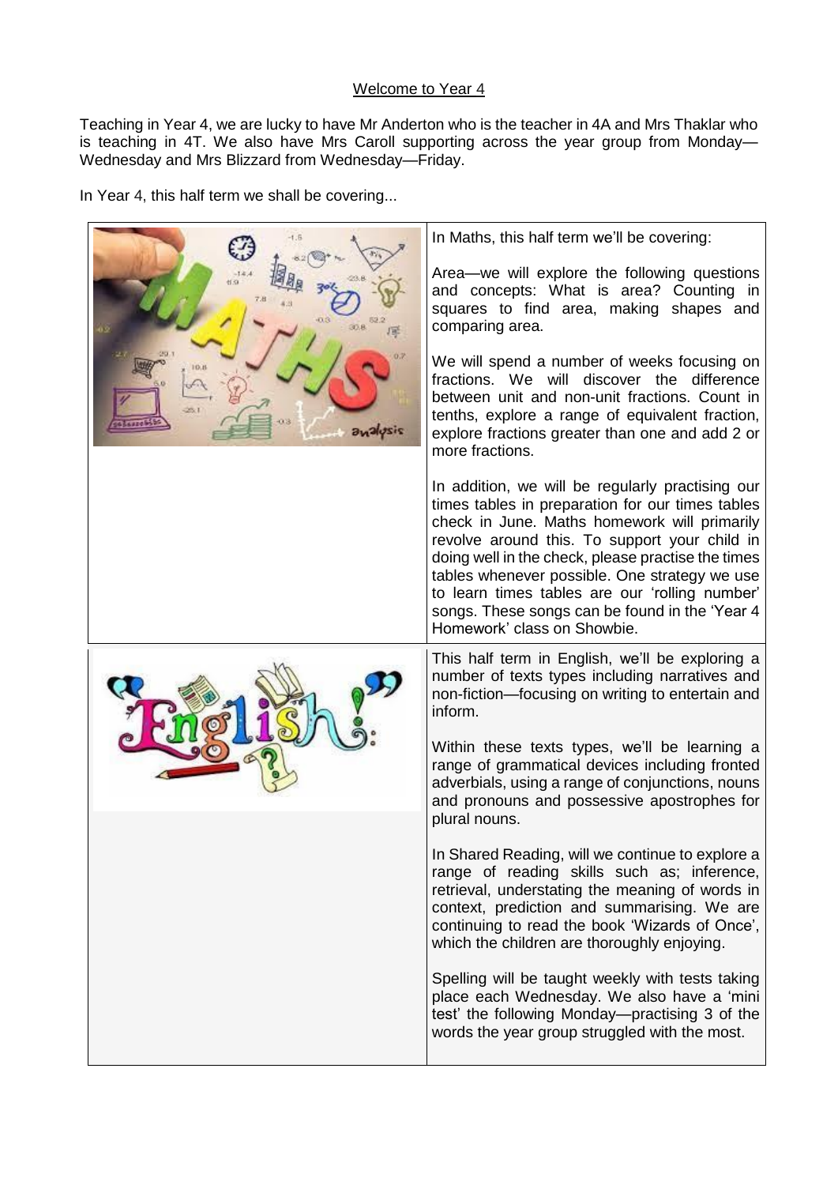# Welcome to Year 4

Teaching in Year 4, we are lucky to have Mr Anderton who is the teacher in 4A and Mrs Thaklar who is teaching in 4T. We also have Mrs Caroll supporting across the year group from Monday—Wednesday and Mrs Blizzard from Wednesday—Friday.

In Year 4, this half term we shall be covering...

In Maths, this half term we'll be covering:

Area—we will explore the following questions and concepts: What is area? Counting in squares to find area, making shapes and comparing area.

We will spend a number of weeks focusing on fractions. We will discover the difference between unit and non-unit fractions. Count in tenths, explore a range of equivalent fraction, explore fractions greater than one and add 2 or more fractions.

In addition, we will be regularly practising our times tables in preparation for our times tables check in June. Maths homework will primarily revolve around this. To support your child in doing well in the check, please practise the times tables whenever possible. One strategy we use to learn times tables are our 'rolling number' songs. These songs can be found in the 'Year 4 Homework' class on Showbie.

This half term in English, we'll be exploring a number of texts types including narratives and non-fiction—focusing on writing to entertain and inform.

Within these texts types, we'll be learning a range of grammatical devices including fronted adverbials, using a range of conjunctions, nouns and pronouns and possessive apostrophes for plural nouns.

In Shared Reading, will we continue to explore a range of reading skills such as; inference, retrieval, understating the meaning of words in context, prediction and summarising. We are continuing to read the book 'Wizards of Once', which the children are thoroughly enjoying.

Spelling will be taught weekly with tests taking place each Wednesday. We also have a 'mini test' the following Monday—practising 3 of the words the year group struggled with the most.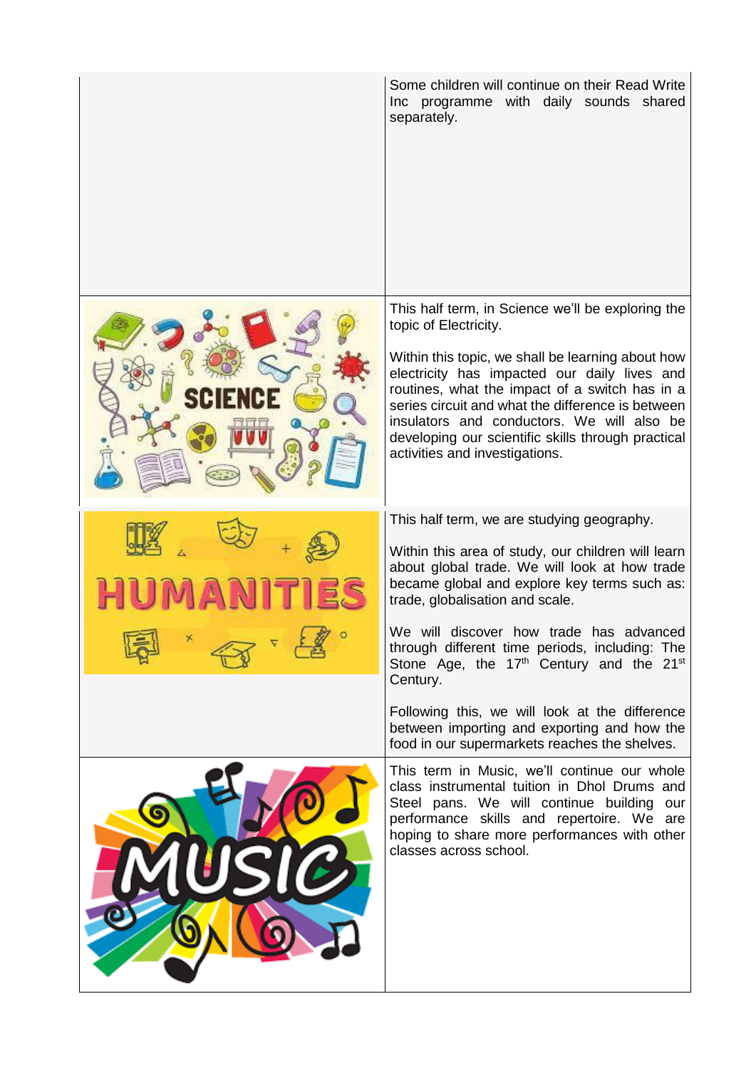| | |
|---|---|
| | Some children will continue on their Read Write Inc programme with daily sounds shared separately. |
| SCIENCE | This half term, in Science we'll be exploring the topic of Electricity.<br><br>Within this topic, we shall be learning about how electricity has impacted our daily lives and routines, what the impact of a switch has in a series circuit and what the difference is between insulators and conductors. We will also be developing our scientific skills through practical activities and investigations. |
| HUMANITIES | This half term, we are studying geography.<br><br>Within this area of study, our children will learn about global trade. We will look at how trade became global and explore key terms such as: trade, globalisation and scale.<br><br>We will discover how trade has advanced through different time periods, including: The Stone Age, the 17th Century and the 21st Century.<br><br>Following this, we will look at the difference between importing and exporting and how the food in our supermarkets reaches the shelves. |
| MUSIC | This term in Music, we'll continue our whole class instrumental tuition in Dhol Drums and Steel pans. We will continue building our performance skills and repertoire. We are hoping to share more performances with other classes across school. |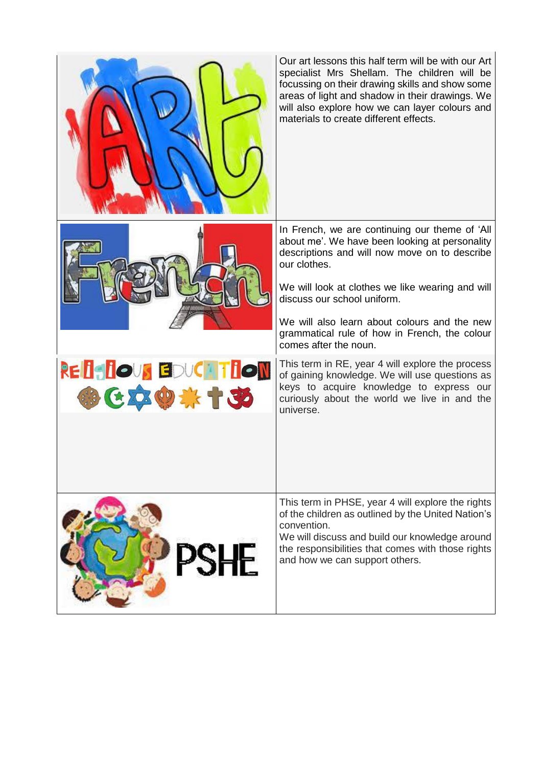| | |
|---|---|
| ART | Our art lessons this half term will be with our Art specialist Mrs Shellam. The children will be focussing on their drawing skills and show some areas of light and shadow in their drawings. We will also explore how we can layer colours and materials to create different effects. |
| French | In French, we are continuing our theme of 'All about me'. We have been looking at personality descriptions and will now move on to describe our clothes.<br><br>We will look at clothes we like wearing and will discuss our school uniform.<br><br>We will also learn about colours and the new grammatical rule of how in French, the colour comes after the noun. |
| RELIGIOUS EDUCATION | This term in RE, year 4 will explore the process of gaining knowledge. We will use questions as keys to acquire knowledge to express our curiously about the world we live in and the universe. |
| PSHE | This term in PHSE, year 4 will explore the rights of the children as outlined by the United Nation's convention.<br>We will discuss and build our knowledge around the responsibilities that comes with those rights and how we can support others. |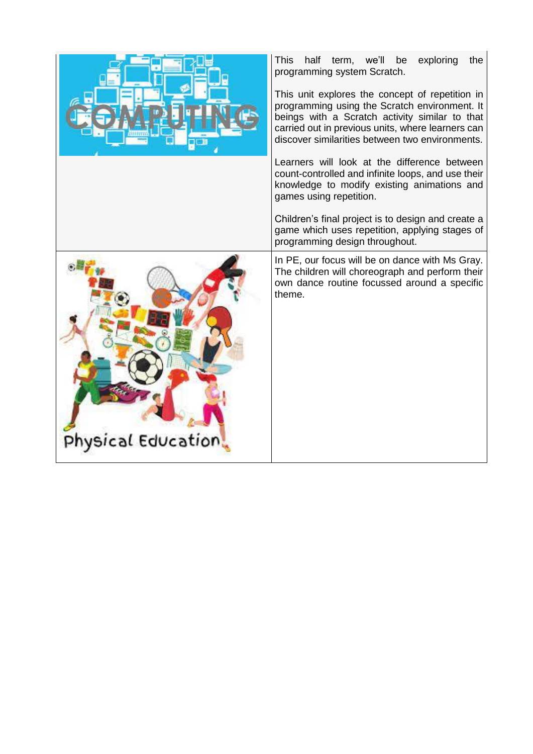| | |
|---|---|
| COMPUTING | This half term, we'll be exploring the programming system Scratch.<br><br>This unit explores the concept of repetition in programming using the Scratch environment. It beings with a Scratch activity similar to that carried out in previous units, where learners can discover similarities between two environments.<br><br>Learners will look at the difference between count-controlled and infinite loops, and use their knowledge to modify existing animations and games using repetition.<br><br>Children's final project is to design and create a game which uses repetition, applying stages of programming design throughout. |
| Physical Education | In PE, our focus will be on dance with Ms Gray. The children will choreograph and perform their own dance routine focussed around a specific theme. |